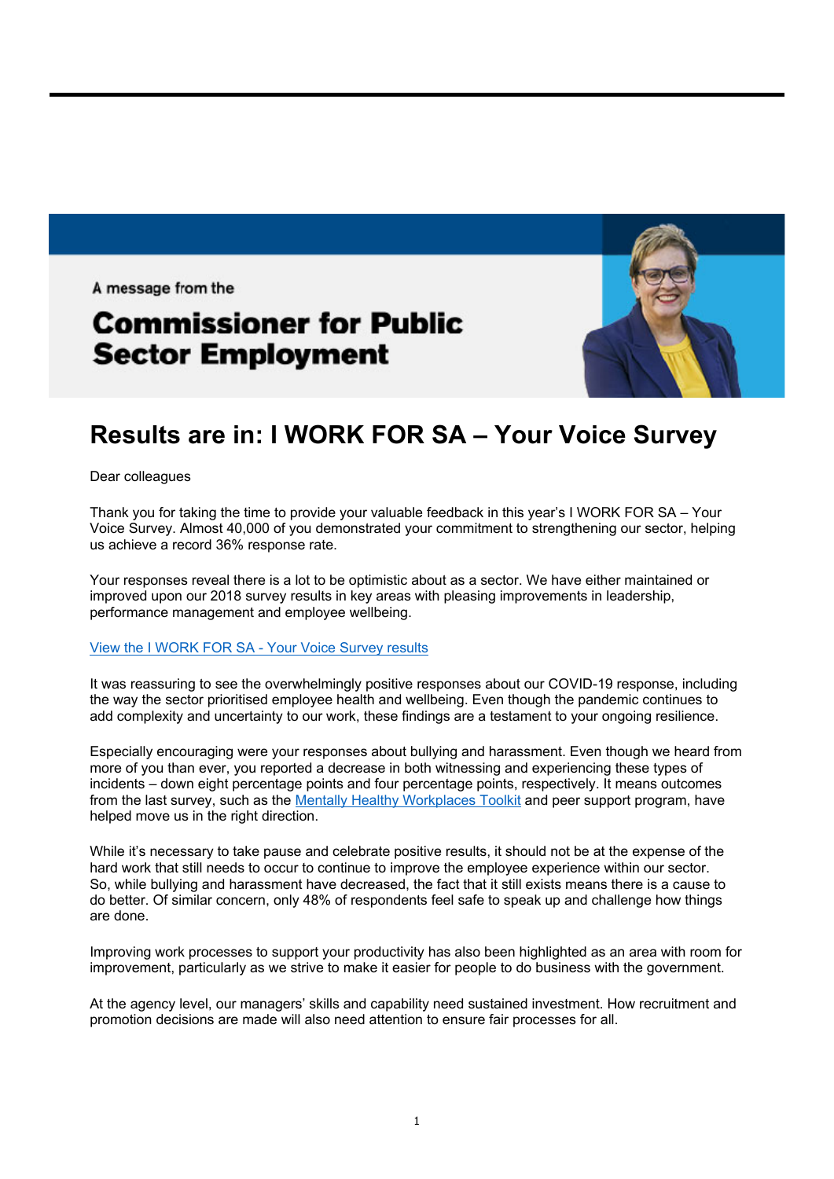A message from the

## Commissioner for Public Sector Employment

# Results are in: I WORK FOR SA – Your Voice Survey

Dear colleagues

Thank you for taking the time to provide your valuable feedback in this year's I WORK FOR SA – Your Voice Survey. Almost 40,000 of you demonstrated your commitment to strengthening our sector, helping us achieve a record 36% response rate.

Your responses reveal there is a lot to be optimistic about as a sector. We have either maintained or improved upon our 2018 survey results in key areas with pleasing improvements in leadership, performance management and employee wellbeing.

[View the I WORK FOR SA - Your Voice Survey results]

It was reassuring to see the overwhelmingly positive responses about our COVID-19 response, including the way the sector prioritised employee health and wellbeing. Even though the pandemic continues to add complexity and uncertainty to our work, these findings are a testament to your ongoing resilience.

Especially encouraging were your responses about bullying and harassment. Even though we heard from more of you than ever, you reported a decrease in both witnessing and experiencing these types of incidents – down eight percentage points and four percentage points, respectively. It means outcomes from the last survey, such as the [Mentally Healthy Workplaces Toolkit] and peer support program, have helped move us in the right direction.

While it's necessary to take pause and celebrate positive results, it should not be at the expense of the hard work that still needs to occur to continue to improve the employee experience within our sector. So, while bullying and harassment have decreased, the fact that it still exists means there is a cause to do better. Of similar concern, only 48% of respondents feel safe to speak up and challenge how things are done.

Improving work processes to support your productivity has also been highlighted as an area with room for improvement, particularly as we strive to make it easier for people to do business with the government.

At the agency level, our managers' skills and capability need sustained investment. How recruitment and promotion decisions are made will also need attention to ensure fair processes for all.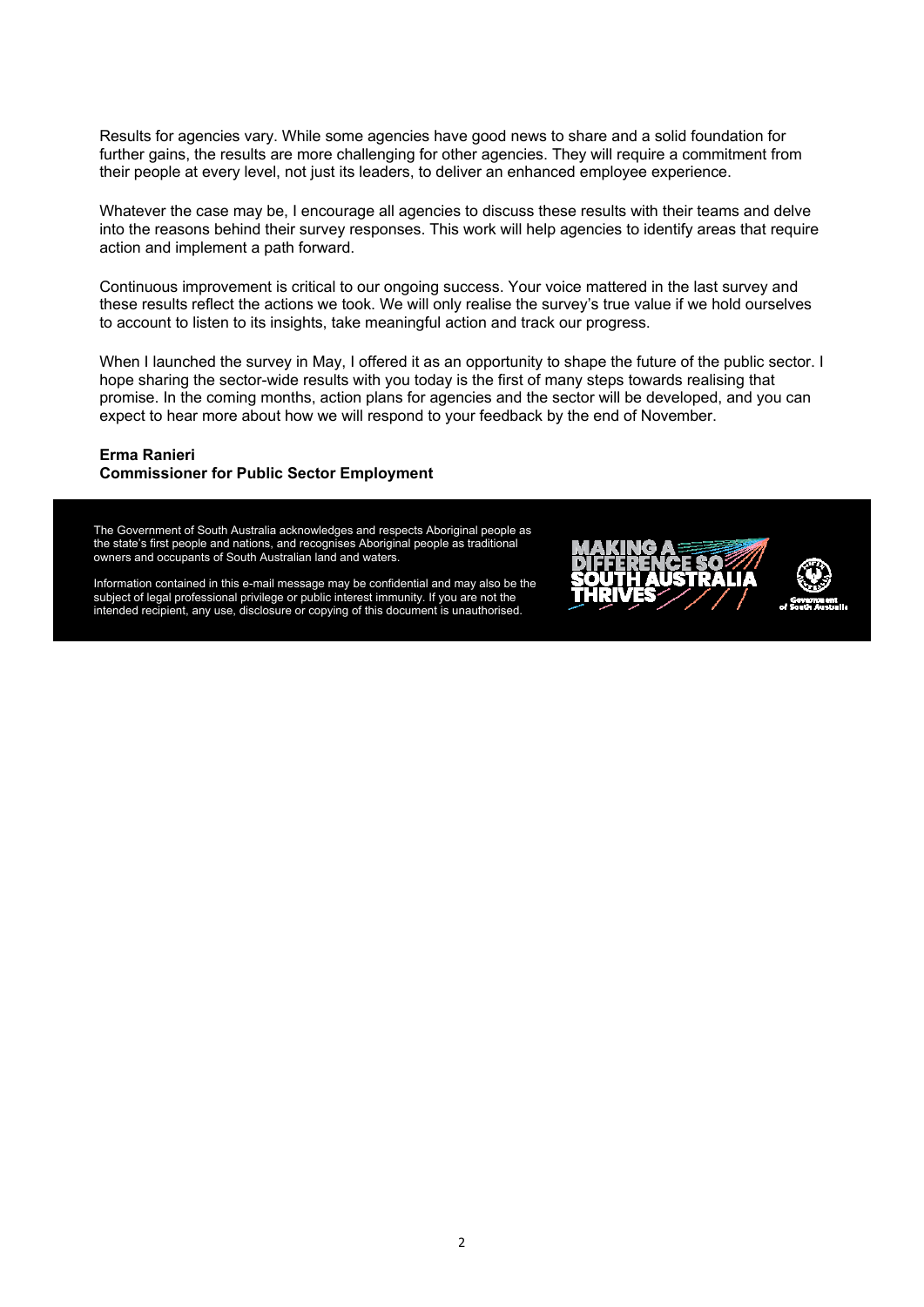Results for agencies vary. While some agencies have good news to share and a solid foundation for further gains, the results are more challenging for other agencies. They will require a commitment from their people at every level, not just its leaders, to deliver an enhanced employee experience.

Whatever the case may be, I encourage all agencies to discuss these results with their teams and delve into the reasons behind their survey responses. This work will help agencies to identify areas that require action and implement a path forward.

Continuous improvement is critical to our ongoing success. Your voice mattered in the last survey and these results reflect the actions we took. We will only realise the survey's true value if we hold ourselves to account to listen to its insights, take meaningful action and track our progress.

When I launched the survey in May, I offered it as an opportunity to shape the future of the public sector. I hope sharing the sector-wide results with you today is the first of many steps towards realising that promise. In the coming months, action plans for agencies and the sector will be developed, and you can expect to hear more about how we will respond to your feedback by the end of November.

**Erma Ranieri**
**Commissioner for Public Sector Employment**

The Government of South Australia acknowledges and respects Aboriginal people as the state's first people and nations, and recognises Aboriginal people as traditional owners and occupants of South Australian land and waters.

Information contained in this e-mail message may be confidential and may also be the subject of legal professional privilege or public interest immunity. If you are not the intended recipient, any use, disclosure or copying of this document is unauthorised.

MAKING A DIFFERENCE SO SOUTH AUSTRALIA THRIVES

Government of South Australia